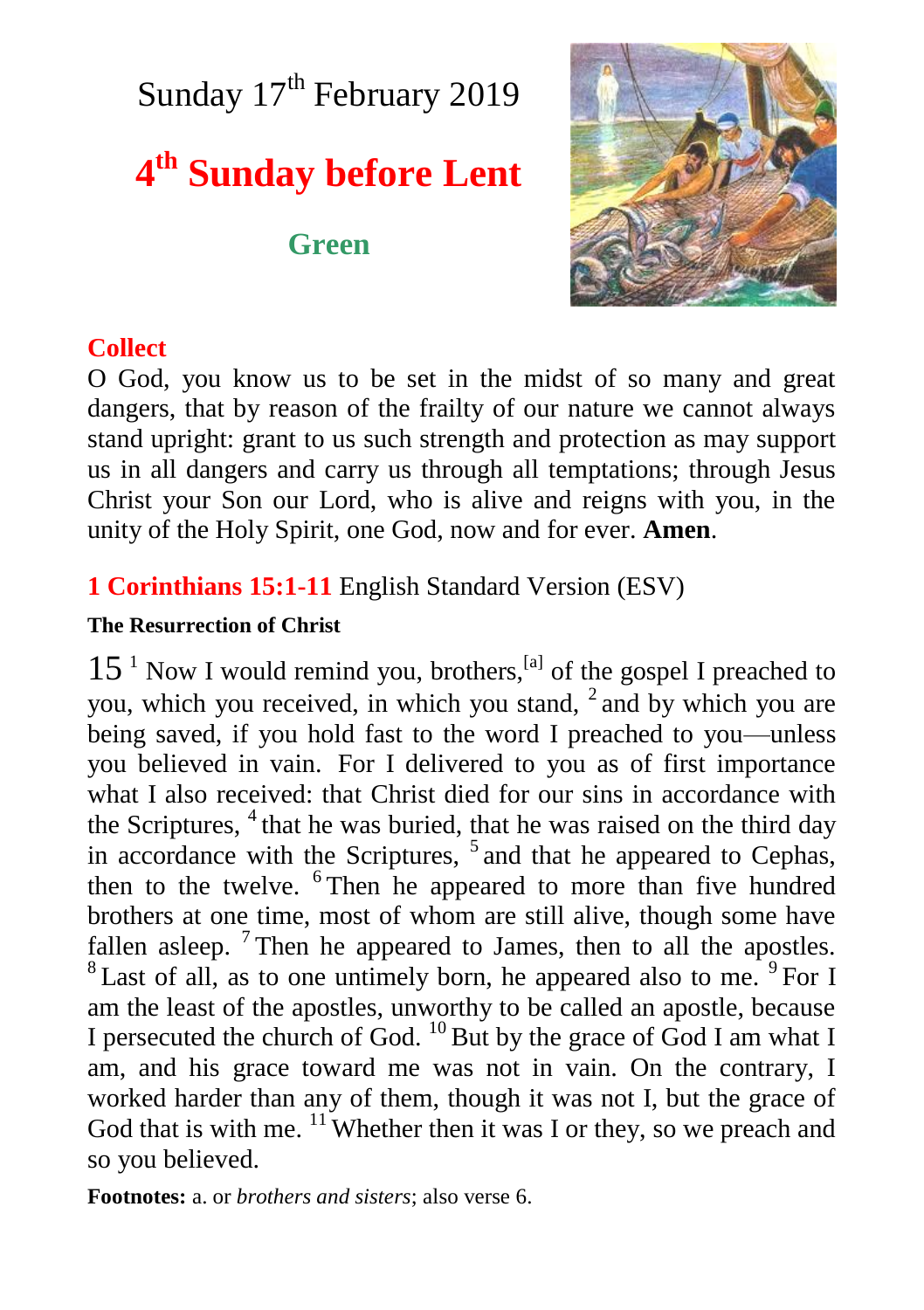Sunday 17th February 2019

# 4th Sunday before Lent

**Green**

## Collect

O God, you know us to be set in the midst of so many and great dangers, that by reason of the frailty of our nature we cannot always stand upright: grant to us such strength and protection as may support us in all dangers and carry us through all temptations; through Jesus Christ your Son our Lord, who is alive and reigns with you, in the unity of the Holy Spirit, one God, now and for ever. **Amen**.

## 1 Corinthians 15:1-11 English Standard Version (ESV)

### The Resurrection of Christ

15 [1] Now I would remind you, brothers,[a] of the gospel I preached to you, which you received, in which you stand, [2] and by which you are being saved, if you hold fast to the word I preached to you—unless you believed in vain. For I delivered to you as of first importance what I also received: that Christ died for our sins in accordance with the Scriptures, [4] that he was buried, that he was raised on the third day in accordance with the Scriptures, [5] and that he appeared to Cephas, then to the twelve. [6] Then he appeared to more than five hundred brothers at one time, most of whom are still alive, though some have fallen asleep. [7] Then he appeared to James, then to all the apostles. [8] Last of all, as to one untimely born, he appeared also to me. [9] For I am the least of the apostles, unworthy to be called an apostle, because I persecuted the church of God. [10] But by the grace of God I am what I am, and his grace toward me was not in vain. On the contrary, I worked harder than any of them, though it was not I, but the grace of God that is with me. [11] Whether then it was I or they, so we preach and so you believed.

**Footnotes:** a. or *brothers and sisters*; also verse 6.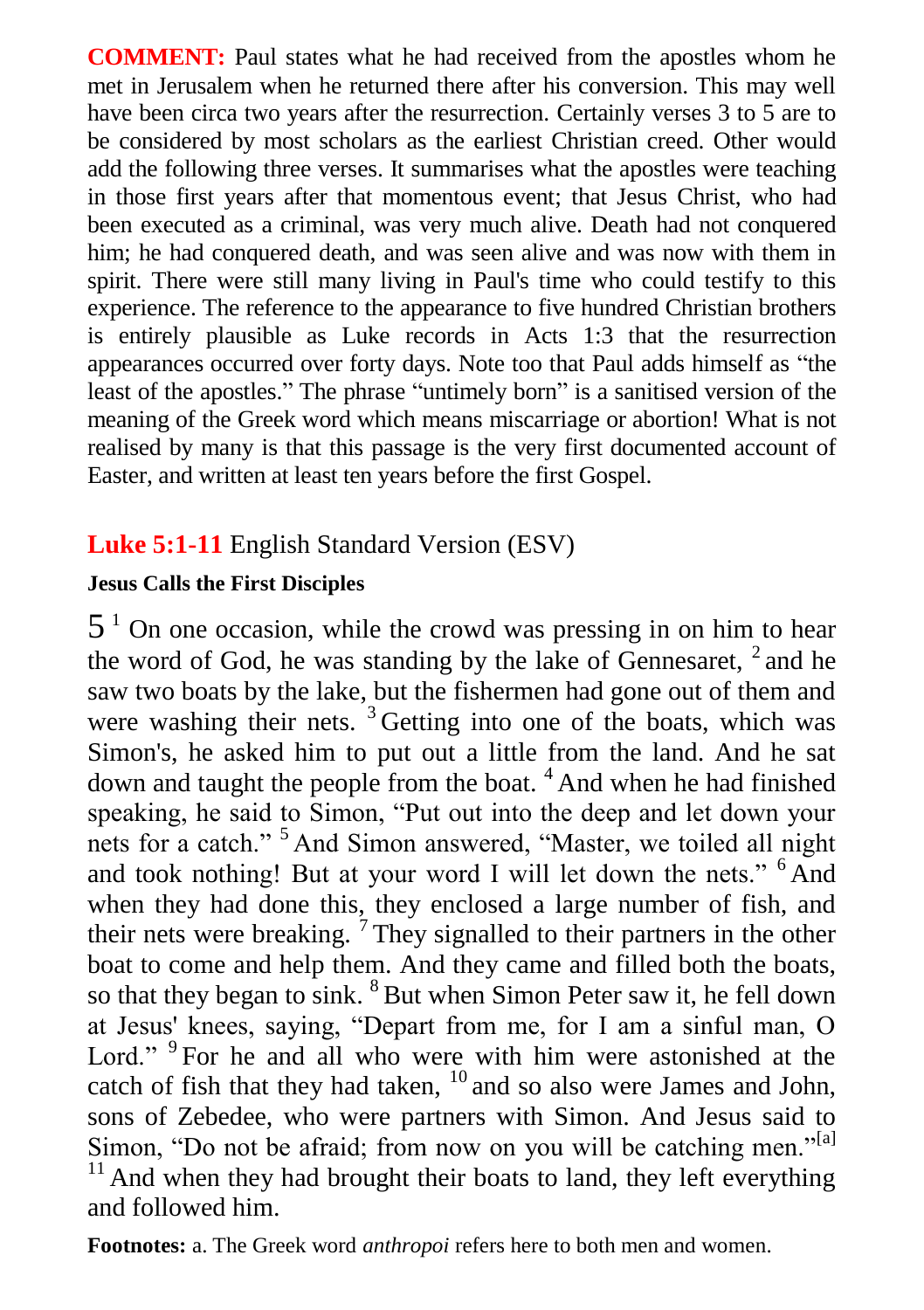**COMMENT:** Paul states what he had received from the apostles whom he met in Jerusalem when he returned there after his conversion. This may well have been circa two years after the resurrection. Certainly verses 3 to 5 are to be considered by most scholars as the earliest Christian creed. Other would add the following three verses. It summarises what the apostles were teaching in those first years after that momentous event; that Jesus Christ, who had been executed as a criminal, was very much alive. Death had not conquered him; he had conquered death, and was seen alive and was now with them in spirit. There were still many living in Paul's time who could testify to this experience. The reference to the appearance to five hundred Christian brothers is entirely plausible as Luke records in Acts 1:3 that the resurrection appearances occurred over forty days. Note too that Paul adds himself as "the least of the apostles." The phrase "untimely born" is a sanitised version of the meaning of the Greek word which means miscarriage or abortion! What is not realised by many is that this passage is the very first documented account of Easter, and written at least ten years before the first Gospel.

## **Luke 5:1-11** English Standard Version (ESV)

**Jesus Calls the First Disciples**

5 [1] On one occasion, while the crowd was pressing in on him to hear the word of God, he was standing by the lake of Gennesaret, [2] and he saw two boats by the lake, but the fishermen had gone out of them and were washing their nets. [3] Getting into one of the boats, which was Simon's, he asked him to put out a little from the land. And he sat down and taught the people from the boat. [4] And when he had finished speaking, he said to Simon, "Put out into the deep and let down your nets for a catch." [5] And Simon answered, "Master, we toiled all night and took nothing! But at your word I will let down the nets." [6] And when they had done this, they enclosed a large number of fish, and their nets were breaking. [7] They signalled to their partners in the other boat to come and help them. And they came and filled both the boats, so that they began to sink. [8] But when Simon Peter saw it, he fell down at Jesus' knees, saying, "Depart from me, for I am a sinful man, O Lord." [9] For he and all who were with him were astonished at the catch of fish that they had taken, [10] and so also were James and John, sons of Zebedee, who were partners with Simon. And Jesus said to Simon, "Do not be afraid; from now on you will be catching men."[a] [11] And when they had brought their boats to land, they left everything and followed him.

**Footnotes:** a. The Greek word *anthropoi* refers here to both men and women.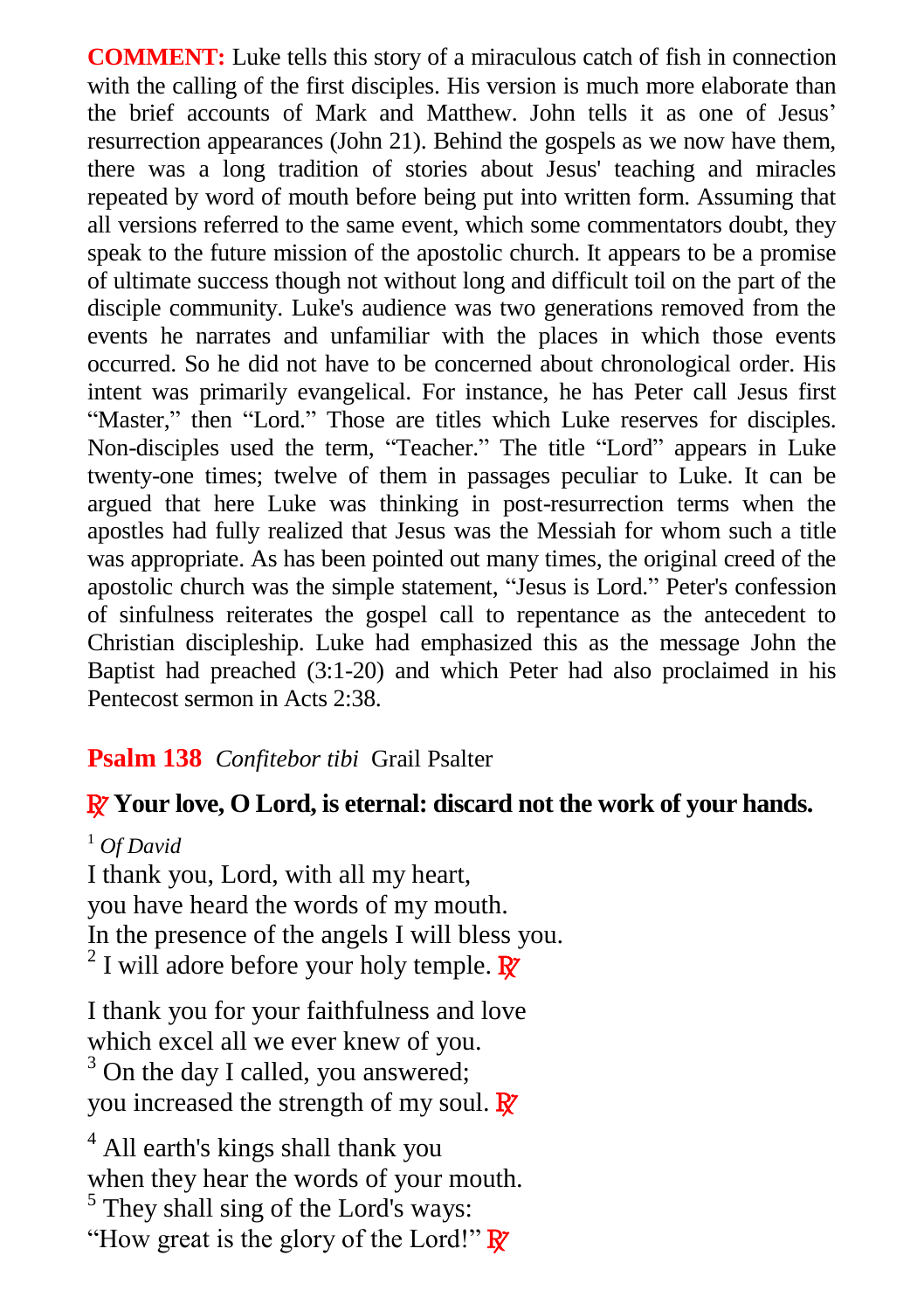**COMMENT:** Luke tells this story of a miraculous catch of fish in connection with the calling of the first disciples. His version is much more elaborate than the brief accounts of Mark and Matthew. John tells it as one of Jesus' resurrection appearances (John 21). Behind the gospels as we now have them, there was a long tradition of stories about Jesus' teaching and miracles repeated by word of mouth before being put into written form. Assuming that all versions referred to the same event, which some commentators doubt, they speak to the future mission of the apostolic church. It appears to be a promise of ultimate success though not without long and difficult toil on the part of the disciple community. Luke's audience was two generations removed from the events he narrates and unfamiliar with the places in which those events occurred. So he did not have to be concerned about chronological order. His intent was primarily evangelical. For instance, he has Peter call Jesus first "Master," then "Lord." Those are titles which Luke reserves for disciples. Non-disciples used the term, "Teacher." The title "Lord" appears in Luke twenty-one times; twelve of them in passages peculiar to Luke. It can be argued that here Luke was thinking in post-resurrection terms when the apostles had fully realized that Jesus was the Messiah for whom such a title was appropriate. As has been pointed out many times, the original creed of the apostolic church was the simple statement, "Jesus is Lord." Peter's confession of sinfulness reiterates the gospel call to repentance as the antecedent to Christian discipleship. Luke had emphasized this as the message John the Baptist had preached (3:1-20) and which Peter had also proclaimed in his Pentecost sermon in Acts 2:38.

## Psalm 138 *Confitebor tibi* Grail Psalter

**℟ Your love, O Lord, is eternal: discard not the work of your hands.**

[1] *Of David*
I thank you, Lord, with all my heart,
you have heard the words of my mouth.
In the presence of the angels I will bless you.
[2] I will adore before your holy temple. ℟

I thank you for your faithfulness and love
which excel all we ever knew of you.
[3] On the day I called, you answered;
you increased the strength of my soul. ℟

[4] All earth's kings shall thank you
when they hear the words of your mouth.
[5] They shall sing of the Lord's ways:
"How great is the glory of the Lord!" ℟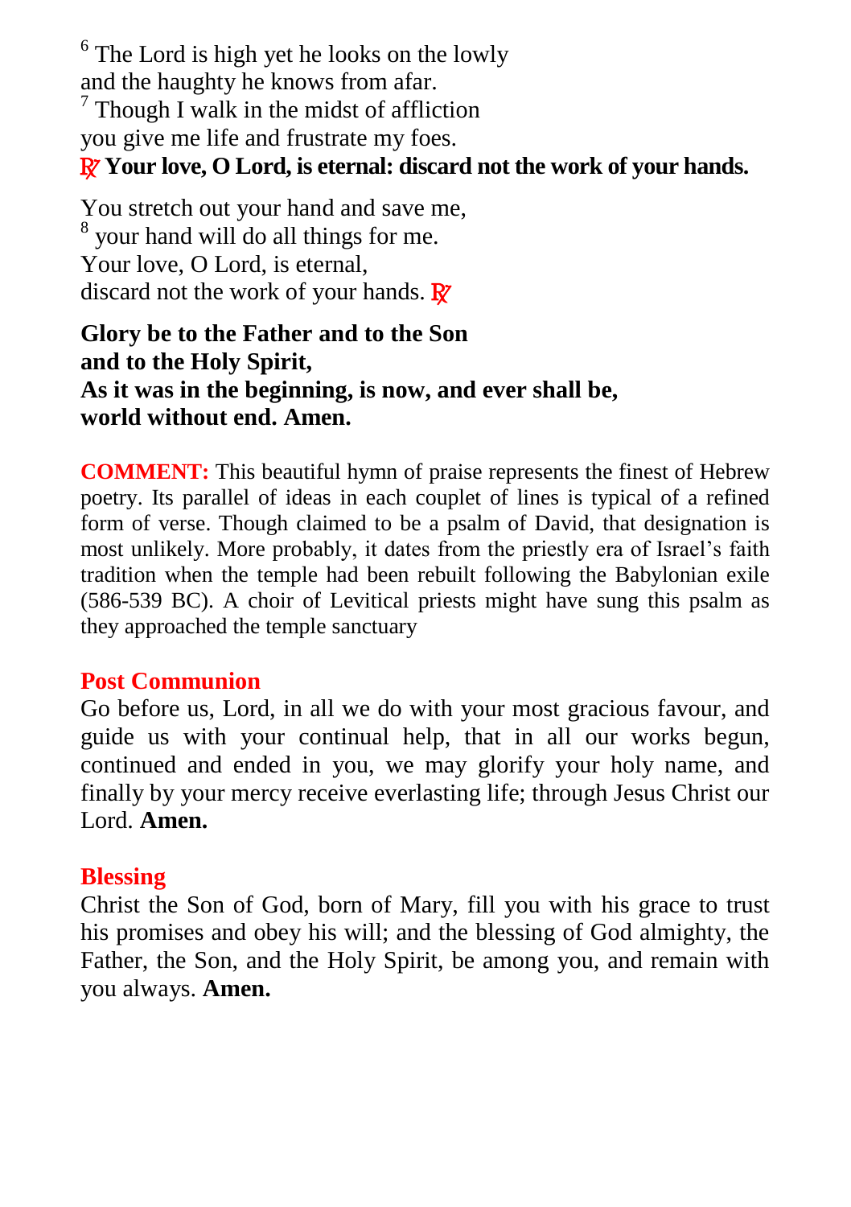[6] The Lord is high yet he looks on the lowly
and the haughty he knows from afar.
[7] Though I walk in the midst of affliction
you give me life and frustrate my foes.
℟ **Your love, O Lord, is eternal: discard not the work of your hands.**

You stretch out your hand and save me,
[8] your hand will do all things for me.
Your love, O Lord, is eternal,
discard not the work of your hands. ℟

**Glory be to the Father and to the Son**
**and to the Holy Spirit,**
**As it was in the beginning, is now, and ever shall be,**
**world without end. Amen.**

**COMMENT:** This beautiful hymn of praise represents the finest of Hebrew poetry. Its parallel of ideas in each couplet of lines is typical of a refined form of verse. Though claimed to be a psalm of David, that designation is most unlikely. More probably, it dates from the priestly era of Israel's faith tradition when the temple had been rebuilt following the Babylonian exile (586-539 BC). A choir of Levitical priests might have sung this psalm as they approached the temple sanctuary

## Post Communion

Go before us, Lord, in all we do with your most gracious favour, and guide us with your continual help, that in all our works begun, continued and ended in you, we may glorify your holy name, and finally by your mercy receive everlasting life; through Jesus Christ our Lord. **Amen.**

## Blessing

Christ the Son of God, born of Mary, fill you with his grace to trust his promises and obey his will; and the blessing of God almighty, the Father, the Son, and the Holy Spirit, be among you, and remain with you always. **Amen.**